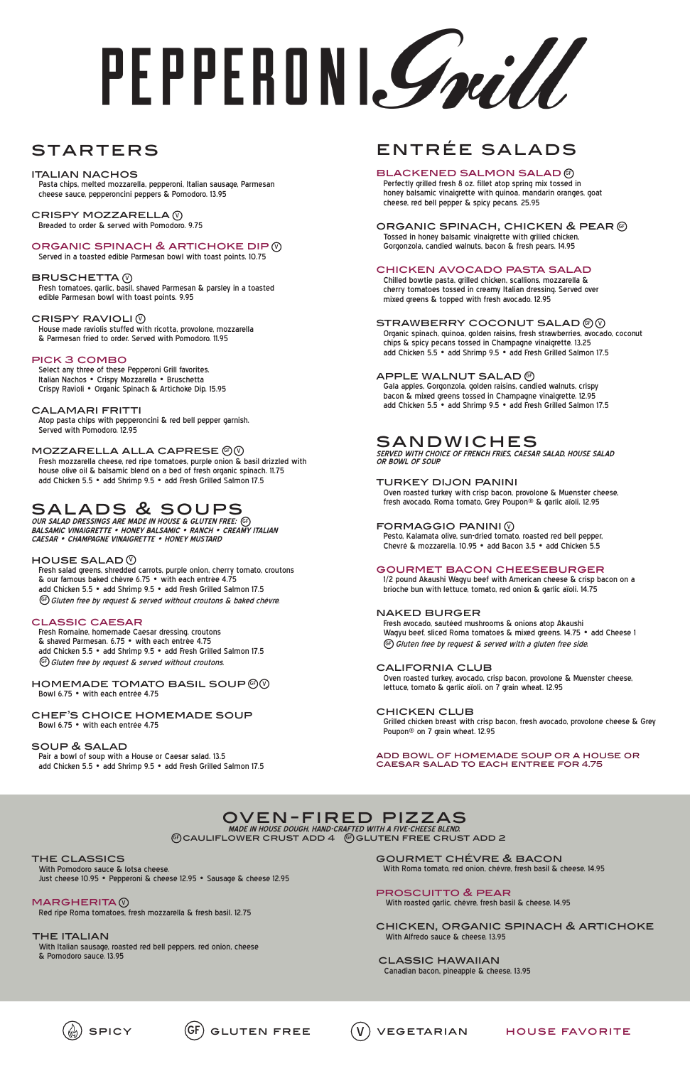# PEPPERONI Grill

## STARTERS

### ITALIAN NACHOS
Pasta chips, melted mozzarella, pepperoni, Italian sausage, Parmesan cheese sauce, pepperoncini peppers & Pomodoro. 13.95

### CRISPY MOZZARELLA (V)
Breaded to order & served with Pomodoro. 9.75

### ORGANIC SPINACH & ARTICHOKE DIP (V)
Served in a toasted edible Parmesan bowl with toast points. 10.75

### BRUSCHETTA (V)
Fresh tomatoes, garlic, basil, shaved Parmesan & parsley in a toasted edible Parmesan bowl with toast points. 9.95

### CRISPY RAVIOLI (V)
House made raviolis stuffed with ricotta, provolone, mozzarella & Parmesan fried to order. Served with Pomodoro. 11.95

### PICK 3 COMBO
Select any three of these Pepperoni Grill favorites.
Italian Nachos • Crispy Mozzarella • Bruschetta
Crispy Ravioli • Organic Spinach & Artichoke Dip. 15.95

### CALAMARI FRITTI
Atop pasta chips with pepperoncini & red bell pepper garnish.
Served with Pomodoro. 12.95

### MOZZARELLA ALLA CAPRESE (GF) (V)
Fresh mozzarella cheese, red ripe tomatoes, purple onion & basil drizzled with house olive oil & balsamic blend on a bed of fresh organic spinach. 11.75
add Chicken 5.5 • add Shrimp 9.5 • add Fresh Grilled Salmon 17.5

## SALADS & SOUPS

*OUR SALAD DRESSINGS ARE MADE IN HOUSE & GLUTEN FREE: (GF)*
*BALSAMIC VINAIGRETTE • HONEY BALSAMIC • RANCH • CREAMY ITALIAN*
*CAESAR • CHAMPAGNE VINAIGRETTE • HONEY MUSTARD*

### HOUSE SALAD (V)
Fresh salad greens, shredded carrots, purple onion, cherry tomato, croutons & our famous baked chèvre 6.75 • with each entrée 4.75
add Chicken 5.5 • add Shrimp 9.5 • add Fresh Grilled Salmon 17.5
(GF) *Gluten free by request & served without croutons & baked chèvre.*

### CLASSIC CAESAR
Fresh Romaine, homemade Caesar dressing, croutons & shaved Parmesan. 6.75 • with each entrée 4.75
add Chicken 5.5 • add Shrimp 9.5 • add Fresh Grilled Salmon 17.5
(GF) *Gluten free by request & served without croutons.*

### HOMEMADE TOMATO BASIL SOUP (GF) (V)
Bowl 6.75 • with each entrée 4.75

### CHEF'S CHOICE HOMEMADE SOUP
Bowl 6.75 • with each entrée 4.75

### SOUP & SALAD
Pair a bowl of soup with a House or Caesar salad. 13.5
add Chicken 5.5 • add Shrimp 9.5 • add Fresh Grilled Salmon 17.5

## ENTRÉE SALADS

### BLACKENED SALMON SALAD (GF)
Perfectly grilled fresh 8 oz. fillet atop spring mix tossed in honey balsamic vinaigrette with quinoa, mandarin oranges, goat cheese, red bell pepper & spicy pecans. 25.95

### ORGANIC SPINACH, CHICKEN & PEAR (GF)
Tossed in honey balsamic vinaigrette with grilled chicken, Gorgonzola, candied walnuts, bacon & fresh pears. 14.95

### CHICKEN AVOCADO PASTA SALAD
Chilled bowtie pasta, grilled chicken, scallions, mozzarella & cherry tomatoes tossed in creamy Italian dressing. Served over mixed greens & topped with fresh avocado. 12.95

### STRAWBERRY COCONUT SALAD (GF) (V)
Organic spinach, quinoa, golden raisins, fresh strawberries, avocado, coconut chips & spicy pecans tossed in Champagne vinaigrette. 13.25
add Chicken 5.5 • add Shrimp 9.5 • add Fresh Grilled Salmon 17.5

### APPLE WALNUT SALAD (GF)
Gala apples, Gorgonzola, golden raisins, candied walnuts, crispy bacon & mixed greens tossed in Champagne vinaigrette. 12.95
add Chicken 5.5 • add Shrimp 9.5 • add Fresh Grilled Salmon 17.5

## SANDWICHES

*SERVED WITH CHOICE OF FRENCH FRIES, CAESAR SALAD, HOUSE SALAD OR BOWL OF SOUP*

### TURKEY DIJON PANINI
Oven roasted turkey with crisp bacon, provolone & Muenster cheese, fresh avocado, Roma tomato, Grey Poupon® & garlic aïoli. 12.95

### FORMAGGIO PANINI (V)
Pesto, Kalamata olive, sun-dried tomato, roasted red bell pepper, Chevré & mozzarella. 10.95 • add Bacon 3.5 • add Chicken 5.5

### GOURMET BACON CHEESEBURGER
1/2 pound Akaushi Wagyu beef with American cheese & crisp bacon on a brioche bun with lettuce, tomato, red onion & garlic aïoli. 14.75

### NAKED BURGER
Fresh avocado, sautéed mushrooms & onions atop Akaushi Wagyu beef, sliced Roma tomatoes & mixed greens. 14.75 • add Cheese 1
(GF) *Gluten free by request & served with a gluten free side.*

### CALIFORNIA CLUB
Oven roasted turkey, avocado, crisp bacon, provolone & Muenster cheese, lettuce, tomato & garlic aïoli. on 7 grain wheat. 12.95

### CHICKEN CLUB
Grilled chicken breast with crisp bacon, fresh avocado, provolone cheese & Grey Poupon® on 7 grain wheat. 12.95

**ADD BOWL OF HOMEMADE SOUP OR A HOUSE OR CAESAR SALAD TO EACH ENTREE FOR 4.75**

## OVEN-FIRED PIZZAS

*MADE IN HOUSE DOUGH, HAND-CRAFTED WITH A FIVE-CHEESE BLEND.*
(GF) CAULIFLOWER CRUST ADD 4 (GF) GLUTEN FREE CRUST ADD 2

### THE CLASSICS
With Pomodoro sauce & lotsa cheese.
Just cheese 10.95 • Pepperoni & cheese 12.95 • Sausage & cheese 12.95

### MARGHERITA (V)
Red ripe Roma tomatoes, fresh mozzarella & fresh basil. 12.75

### THE ITALIAN
With Italian sausage, roasted red bell peppers, red onion, cheese & Pomodoro sauce. 13.95

### GOURMET CHÉVRE & BACON
With Roma tomato, red onion, chèvre, fresh basil & cheese. 14.95

### PROSCUITTO & PEAR
With roasted garlic, chèvre, fresh basil & cheese. 14.95

### CHICKEN, ORGANIC SPINACH & ARTICHOKE
With Alfredo sauce & cheese. 13.95

### CLASSIC HAWAIIAN
Canadian bacon, pineapple & cheese. 13.95

SPICY (GF) GLUTEN FREE (V) VEGETARIAN HOUSE FAVORITE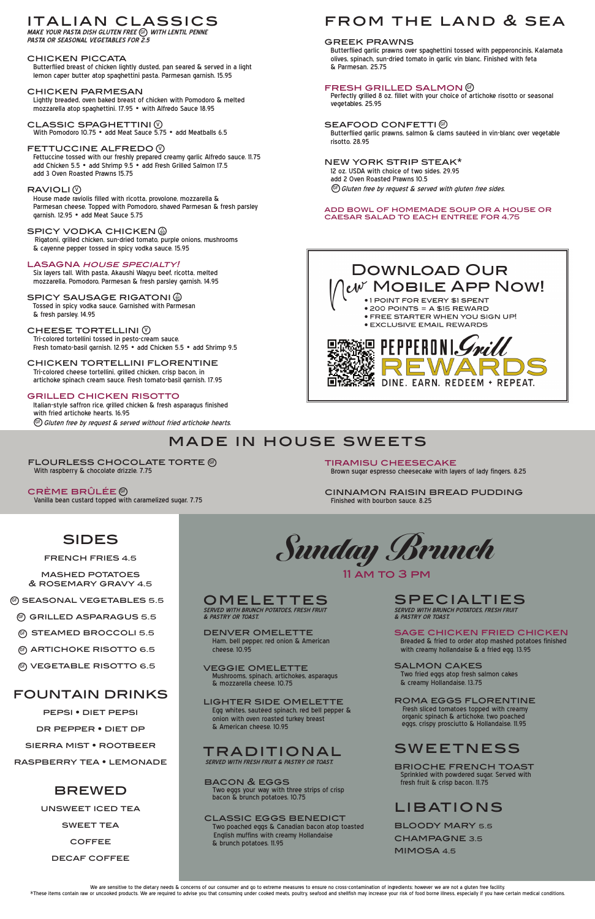# ITALIAN CLASSICS

*MAKE YOUR PASTA DISH GLUTEN FREE (GF) WITH LENTIL PENNE PASTA OR SEASONAL VEGETABLES FOR 2.5*

### CHICKEN PICCATA
Butterflied breast of chicken lightly dusted, pan seared & served in a light lemon caper butter atop spaghettini pasta. Parmesan garnish. 15.95

### CHICKEN PARMESAN
Lightly breaded, oven baked breast of chicken with Pomodoro & melted mozzarella atop spaghettini. 17.95 • with Alfredo Sauce 18.95

### CLASSIC SPAGHETTINI (V)
With Pomodoro 10.75 • add Meat Sauce 5.75 • add Meatballs 6.5

### FETTUCCINE ALFREDO (V)
Fettuccine tossed with our freshly prepared creamy garlic Alfredo sauce. 11.75
add Chicken 5.5 • add Shrimp 9.5 • add Fresh Grilled Salmon 17.5
add 3 Oven Roasted Prawns 15.75

### RAVIOLI (V)
House made raviolis filled with ricotta, provolone, mozzarella & Parmesan cheese. Topped with Pomodoro, shaved Parmesan & fresh parsley garnish. 12.95 • add Meat Sauce 5.75

### SPICY VODKA CHICKEN
Rigatoni, grilled chicken, sun-dried tomato, purple onions, mushrooms & cayenne pepper tossed in spicy vodka sauce. 15.95

### LASAGNA *HOUSE SPECIALTY!*
Six layers tall. With pasta, Akaushi Wagyu beef, ricotta, melted mozzarella, Pomodoro, Parmesan & fresh parsley garnish. 14.95

### SPICY SAUSAGE RIGATONI
Tossed in spicy vodka sauce. Garnished with Parmesan & fresh parsley. 14.95

### CHEESE TORTELLINI (V)
Tri-colored tortellini tossed in pesto-cream sauce. Fresh tomato-basil garnish. 12.95 • add Chicken 5.5 • add Shrimp 9.5

### CHICKEN TORTELLINI FLORENTINE
Tri-colored cheese tortellini, grilled chicken, crisp bacon, in artichoke spinach cream sauce. Fresh tomato-basil garnish. 17.95

### GRILLED CHICKEN RISOTTO
Italian-style saffron rice, grilled chicken & fresh asparagus finished with fried artichoke hearts. 16.95
(GF) *Gluten free by request & served without fried artichoke hearts.*

# FROM THE LAND & SEA

### GREEK PRAWNS
Butterflied garlic prawns over spaghettini tossed with pepperoncinis, Kalamata olives, spinach, sun-dried tomato in garlic vin blanc. Finished with feta & Parmesan. 25.75

### FRESH GRILLED SALMON (GF)
Perfectly grilled 8 oz. fillet with your choice of artichoke risotto or seasonal vegetables. 25.95

### SEAFOOD CONFETTI (GF)
Butterflied garlic prawns, salmon & clams sautéed in vin-blanc over vegetable risotto. 28.95

### NEW YORK STRIP STEAK*
12 oz. USDA with choice of two sides. 29.95
add 2 Oven Roasted Prawns 10.5
(GF) *Gluten free by request & served with gluten free sides.*

ADD BOWL OF HOMEMADE SOUP OR A HOUSE OR CAESAR SALAD TO EACH ENTREE FOR 4.75

## DOWNLOAD OUR *New* MOBILE APP NOW!

- 1 POINT FOR EVERY $1 SPENT
- 200 POINTS = A $15 REWARD
- FREE STARTER WHEN YOU SIGN UP!
- EXCLUSIVE EMAIL REWARDS

PEPPERONI Grill REWARDS
DINE. EARN. REDEEM + REPEAT.

# MADE IN HOUSE SWEETS

### FLOURLESS CHOCOLATE TORTE (GF)
With raspberry & chocolate drizzle. 7.75

### CRÈME BRÛLÉE (GF)
Vanilla bean custard topped with caramelized sugar. 7.75

### TIRAMISU CHEESECAKE
Brown sugar espresso cheesecake with layers of lady fingers. 8.25

### CINNAMON RAISIN BREAD PUDDING
Finished with bourbon sauce. 8.25

# SIDES

FRENCH FRIES 4.5
MASHED POTATOES & ROSEMARY GRAVY 4.5
(GF) SEASONAL VEGETABLES 5.5
(GF) GRILLED ASPARAGUS 5.5
(GF) STEAMED BROCCOLI 5.5
(GF) ARTICHOKE RISOTTO 6.5
(GF) VEGETABLE RISOTTO 6.5

# FOUNTAIN DRINKS

PEPSI • DIET PEPSI
DR PEPPER • DIET DP
SIERRA MIST • ROOTBEER
RASPBERRY TEA • LEMONADE

# BREWED

UNSWEET ICED TEA
SWEET TEA
COFFEE
DECAF COFFEE

# Sunday Brunch

11 AM TO 3 PM

## OMELETTES

*SERVED WITH BRUNCH POTATOES, FRESH FRUIT & PASTRY OR TOAST.*

### DENVER OMELETTE
Ham, bell pepper, red onion & American cheese. 10.95

### VEGGIE OMELETTE
Mushrooms, spinach, artichokes, asparagus & mozzarella cheese. 10.75

### LIGHTER SIDE OMELETTE
Egg whites, sautéed spinach, red bell pepper & onion with oven roasted turkey breast & American cheese. 10.95

## TRADITIONAL

*SERVED WITH FRESH FRUIT & PASTRY OR TOAST.*

### BACON & EGGS
Two eggs your way with three strips of crisp bacon & brunch potatoes. 10.75

### CLASSIC EGGS BENEDICT
Two poached eggs & Canadian bacon atop toasted English muffins with creamy Hollandaise & brunch potatoes. 11.95

## SPECIALTIES

*SERVED WITH BRUNCH POTATOES, FRESH FRUIT & PASTRY OR TOAST.*

### SAGE CHICKEN FRIED CHICKEN
Breaded & fried to order atop mashed potatoes finished with creamy hollandaise & a fried egg. 13.95

### SALMON CAKES
Two fried eggs atop fresh salmon cakes & creamy Hollandaise. 13.75

### ROMA EGGS FLORENTINE
Fresh sliced tomatoes topped with creamy organic spinach & artichoke, two poached eggs, crispy prosciutto & Hollandaise. 11.95

## SWEETNESS

### BRIOCHE FRENCH TOAST
Sprinkled with powdered sugar. Served with fresh fruit & crisp bacon. 11.75

## LIBATIONS

BLOODY MARY 5.5
CHAMPAGNE 3.5
MIMOSA 4.5

We are sensitive to the dietary needs & concerns of our consumer and go to extreme measures to ensure no cross-contamination of ingredients; however we are not a gluten free facility.
*These items contain raw or uncooked products. We are required to advise you that consuming under cooked meats, poultry, seafood and shellfish may increase your risk of food borne illness, especially if you have certain medical conditions.